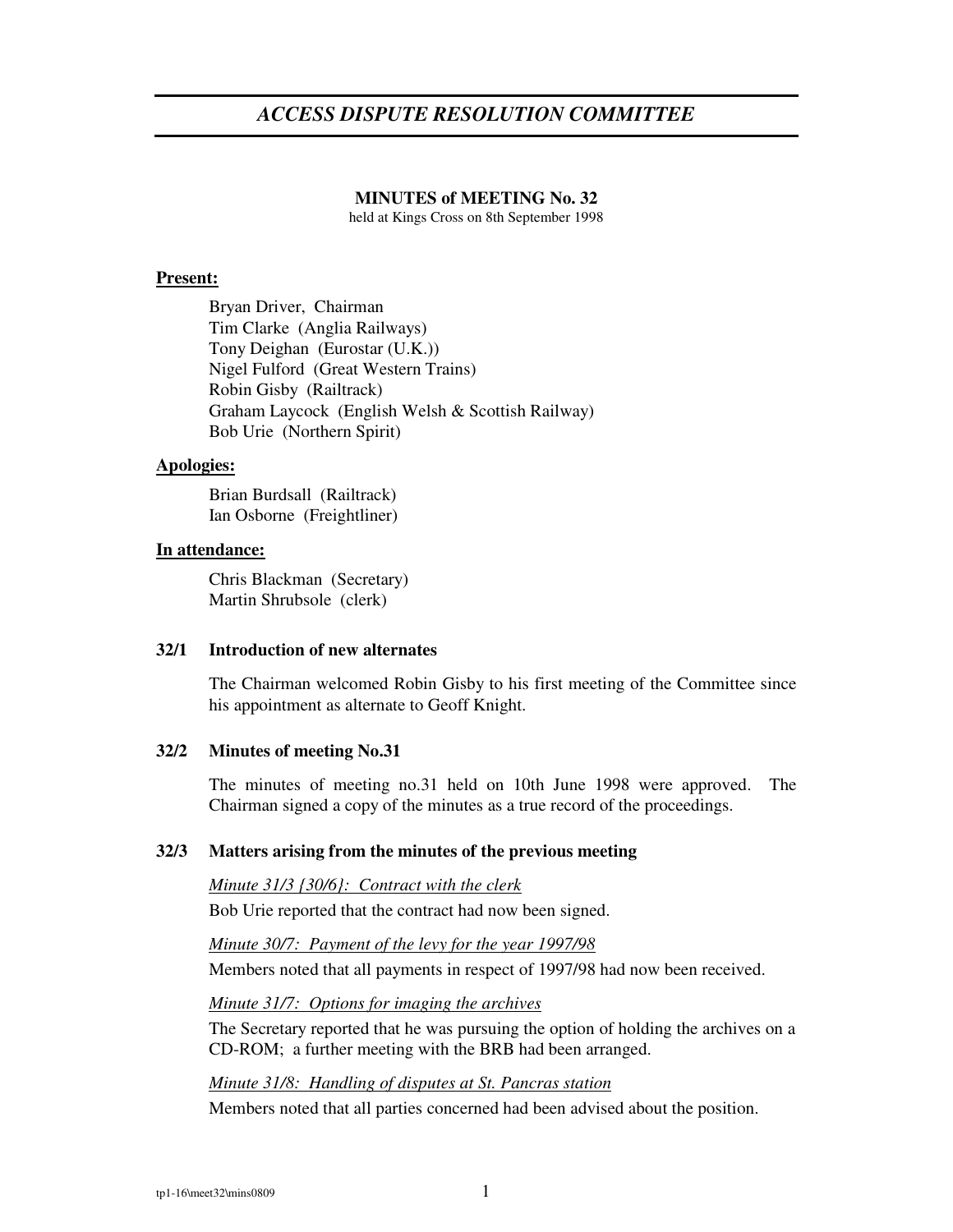# *ACCESS DISPUTE RESOLUTION COMMITTEE*

**MINUTES of MEETING No. 32**
held at Kings Cross on 8th September 1998

**Present:**

Bryan Driver, Chairman
Tim Clarke (Anglia Railways)
Tony Deighan (Eurostar (U.K.))
Nigel Fulford (Great Western Trains)
Robin Gisby (Railtrack)
Graham Laycock (English Welsh & Scottish Railway)
Bob Urie (Northern Spirit)

**Apologies:**

Brian Burdsall (Railtrack)
Ian Osborne (Freightliner)

**In attendance:**

Chris Blackman (Secretary)
Martin Shrubsole (clerk)

**32/1 Introduction of new alternates**

The Chairman welcomed Robin Gisby to his first meeting of the Committee since his appointment as alternate to Geoff Knight.

**32/2 Minutes of meeting No.31**

The minutes of meeting no.31 held on 10th June 1998 were approved. The Chairman signed a copy of the minutes as a true record of the proceedings.

**32/3 Matters arising from the minutes of the previous meeting**

*Minute 31/3 {30/6}: Contract with the clerk*

Bob Urie reported that the contract had now been signed.

*Minute 30/7: Payment of the levy for the year 1997/98*

Members noted that all payments in respect of 1997/98 had now been received.

*Minute 31/7: Options for imaging the archives*

The Secretary reported that he was pursuing the option of holding the archives on a CD-ROM; a further meeting with the BRB had been arranged.

*Minute 31/8: Handling of disputes at St. Pancras station*

Members noted that all parties concerned had been advised about the position.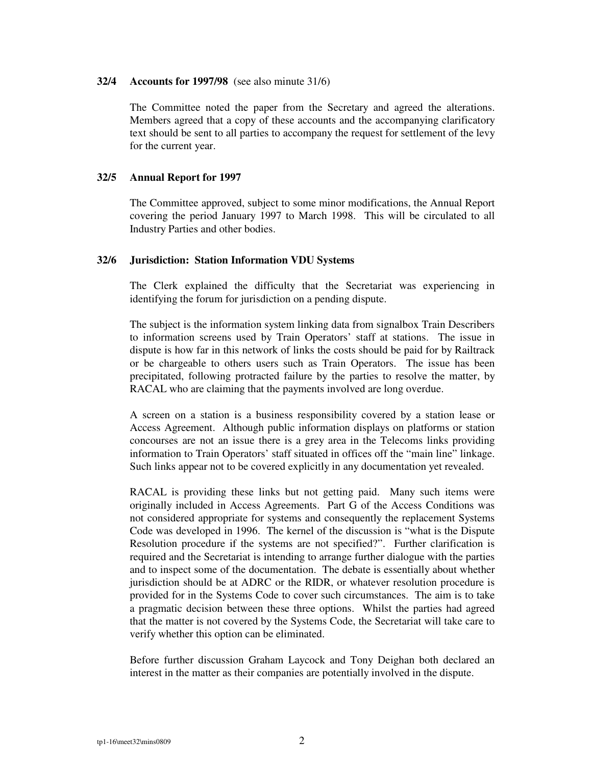**32/4 Accounts for 1997/98** (see also minute 31/6)

The Committee noted the paper from the Secretary and agreed the alterations. Members agreed that a copy of these accounts and the accompanying clarificatory text should be sent to all parties to accompany the request for settlement of the levy for the current year.

**32/5 Annual Report for 1997**

The Committee approved, subject to some minor modifications, the Annual Report covering the period January 1997 to March 1998. This will be circulated to all Industry Parties and other bodies.

**32/6 Jurisdiction: Station Information VDU Systems**

The Clerk explained the difficulty that the Secretariat was experiencing in identifying the forum for jurisdiction on a pending dispute.

The subject is the information system linking data from signalbox Train Describers to information screens used by Train Operators' staff at stations. The issue in dispute is how far in this network of links the costs should be paid for by Railtrack or be chargeable to others users such as Train Operators. The issue has been precipitated, following protracted failure by the parties to resolve the matter, by RACAL who are claiming that the payments involved are long overdue.

A screen on a station is a business responsibility covered by a station lease or Access Agreement. Although public information displays on platforms or station concourses are not an issue there is a grey area in the Telecoms links providing information to Train Operators' staff situated in offices off the "main line" linkage. Such links appear not to be covered explicitly in any documentation yet revealed.

RACAL is providing these links but not getting paid. Many such items were originally included in Access Agreements. Part G of the Access Conditions was not considered appropriate for systems and consequently the replacement Systems Code was developed in 1996. The kernel of the discussion is "what is the Dispute Resolution procedure if the systems are not specified?". Further clarification is required and the Secretariat is intending to arrange further dialogue with the parties and to inspect some of the documentation. The debate is essentially about whether jurisdiction should be at ADRC or the RIDR, or whatever resolution procedure is provided for in the Systems Code to cover such circumstances. The aim is to take a pragmatic decision between these three options. Whilst the parties had agreed that the matter is not covered by the Systems Code, the Secretariat will take care to verify whether this option can be eliminated.

Before further discussion Graham Laycock and Tony Deighan both declared an interest in the matter as their companies are potentially involved in the dispute.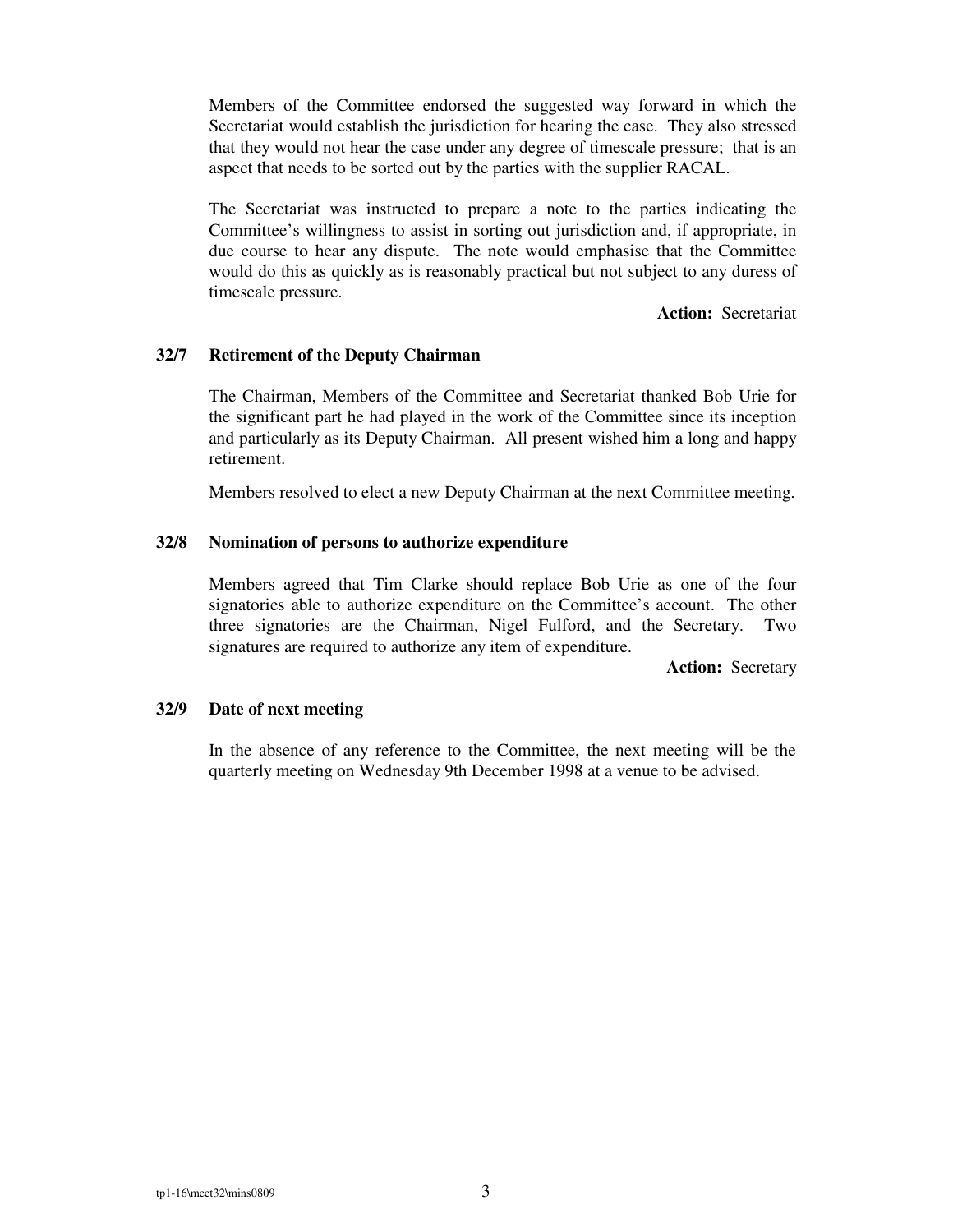Members of the Committee endorsed the suggested way forward in which the Secretariat would establish the jurisdiction for hearing the case. They also stressed that they would not hear the case under any degree of timescale pressure; that is an aspect that needs to be sorted out by the parties with the supplier RACAL.

The Secretariat was instructed to prepare a note to the parties indicating the Committee's willingness to assist in sorting out jurisdiction and, if appropriate, in due course to hear any dispute. The note would emphasise that the Committee would do this as quickly as is reasonably practical but not subject to any duress of timescale pressure.

**Action:** Secretariat

### 32/7 Retirement of the Deputy Chairman

The Chairman, Members of the Committee and Secretariat thanked Bob Urie for the significant part he had played in the work of the Committee since its inception and particularly as its Deputy Chairman. All present wished him a long and happy retirement.

Members resolved to elect a new Deputy Chairman at the next Committee meeting.

### 32/8 Nomination of persons to authorize expenditure

Members agreed that Tim Clarke should replace Bob Urie as one of the four signatories able to authorize expenditure on the Committee's account. The other three signatories are the Chairman, Nigel Fulford, and the Secretary. Two signatures are required to authorize any item of expenditure.

**Action:** Secretary

### 32/9 Date of next meeting

In the absence of any reference to the Committee, the next meeting will be the quarterly meeting on Wednesday 9th December 1998 at a venue to be advised.

tp1-16\meet32\mins0809